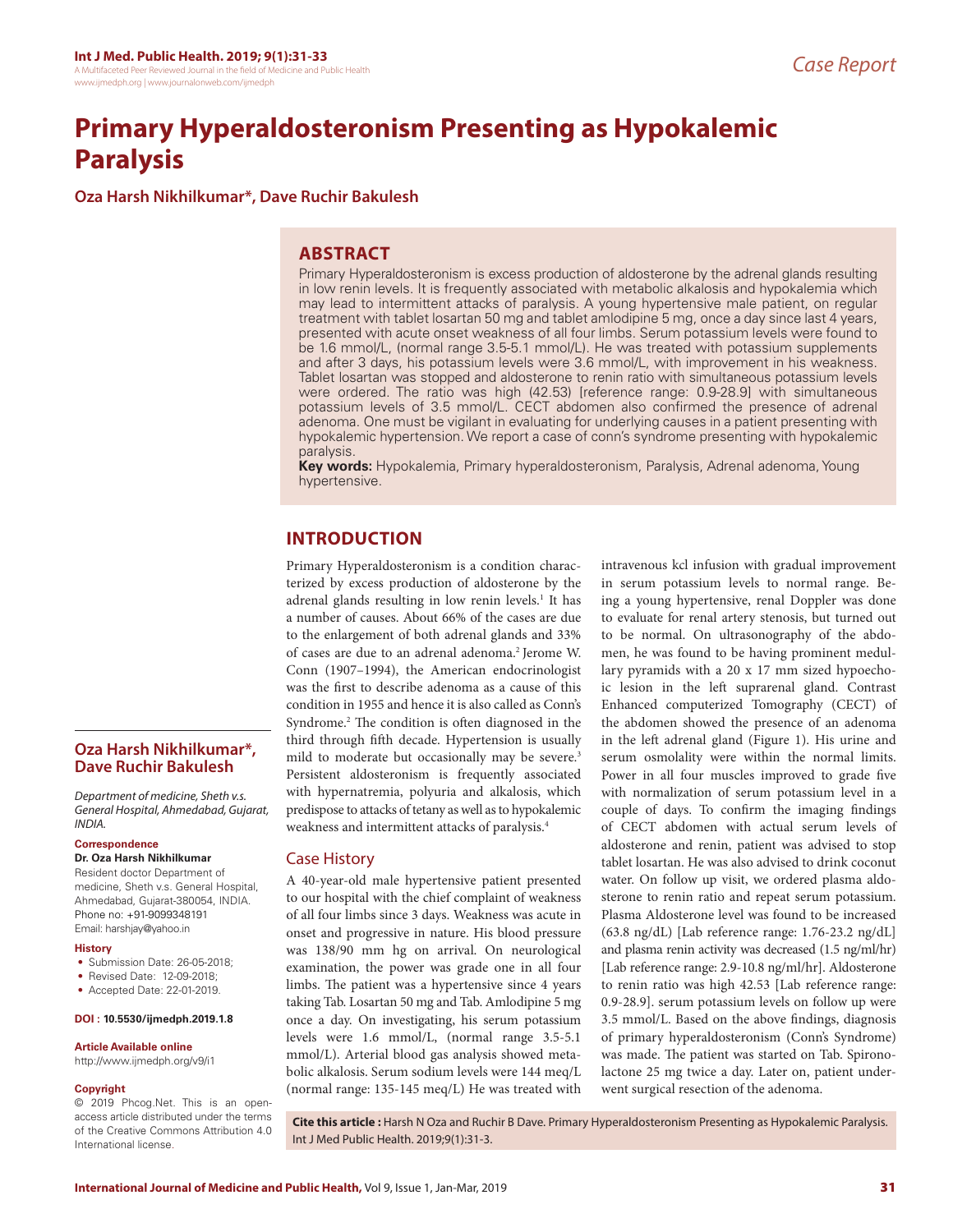Case Report

# Primary Hyperaldosteronism Presenting as Hypokalemic Paralysis

**Oza Harsh Nikhilkumar*, Dave Ruchir Bakulesh**

## ABSTRACT

Primary Hyperaldosteronism is excess production of aldosterone by the adrenal glands resulting in low renin levels. It is frequently associated with metabolic alkalosis and hypokalemia which may lead to intermittent attacks of paralysis. A young hypertensive male patient, on regular treatment with tablet losartan 50 mg and tablet amlodipine 5 mg, once a day since last 4 years, presented with acute onset weakness of all four limbs. Serum potassium levels were found to be 1.6 mmol/L, (normal range 3.5-5.1 mmol/L). He was treated with potassium supplements and after 3 days, his potassium levels were 3.6 mmol/L, with improvement in his weakness. Tablet losartan was stopped and aldosterone to renin ratio with simultaneous potassium levels were ordered. The ratio was high (42.53) [reference range: 0.9-28.9] with simultaneous potassium levels of 3.5 mmol/L. CECT abdomen also confirmed the presence of adrenal adenoma. One must be vigilant in evaluating for underlying causes in a patient presenting with hypokalemic hypertension. We report a case of conn's syndrome presenting with hypokalemic paralysis.

**Key words:** Hypokalemia, Primary hyperaldosteronism, Paralysis, Adrenal adenoma, Young hypertensive.

## INTRODUCTION

Primary Hyperaldosteronism is a condition characterized by excess production of aldosterone by the adrenal glands resulting in low renin levels.[1] It has a number of causes. About 66% of the cases are due to the enlargement of both adrenal glands and 33% of cases are due to an adrenal adenoma.[2] Jerome W. Conn (1907–1994), the American endocrinologist was the first to describe adenoma as a cause of this condition in 1955 and hence it is also called as Conn's Syndrome.[2] The condition is often diagnosed in the third through fifth decade. Hypertension is usually mild to moderate but occasionally may be severe.[3] Persistent aldosteronism is frequently associated with hypernatremia, polyuria and alkalosis, which predispose to attacks of tetany as well as to hypokalemic weakness and intermittent attacks of paralysis.[4]

### Case History

A 40-year-old male hypertensive patient presented to our hospital with the chief complaint of weakness of all four limbs since 3 days. Weakness was acute in onset and progressive in nature. His blood pressure was 138/90 mm hg on arrival. On neurological examination, the power was grade one in all four limbs. The patient was a hypertensive since 4 years taking Tab. Losartan 50 mg and Tab. Amlodipine 5 mg once a day. On investigating, his serum potassium levels were 1.6 mmol/L, (normal range 3.5-5.1 mmol/L). Arterial blood gas analysis showed metabolic alkalosis. Serum sodium levels were 144 meq/L (normal range: 135-145 meq/L) He was treated with intravenous kcl infusion with gradual improvement in serum potassium levels to normal range. Being a young hypertensive, renal Doppler was done to evaluate for renal artery stenosis, but turned out to be normal. On ultrasonography of the abdomen, he was found to be having prominent medullary pyramids with a 20 x 17 mm sized hypoechoic lesion in the left suprarenal gland. Contrast Enhanced computerized Tomography (CECT) of the abdomen showed the presence of an adenoma in the left adrenal gland (Figure 1). His urine and serum osmolality were within the normal limits. Power in all four muscles improved to grade five with normalization of serum potassium level in a couple of days. To confirm the imaging findings of CECT abdomen with actual serum levels of aldosterone and renin, patient was advised to stop tablet losartan. He was also advised to drink coconut water. On follow up visit, we ordered plasma aldosterone to renin ratio and repeat serum potassium. Plasma Aldosterone level was found to be increased (63.8 ng/dL) [Lab reference range: 1.76-23.2 ng/dL] and plasma renin activity was decreased (1.5 ng/ml/hr) [Lab reference range: 2.9-10.8 ng/ml/hr]. Aldosterone to renin ratio was high 42.53 [Lab reference range: 0.9-28.9]. serum potassium levels on follow up were 3.5 mmol/L. Based on the above findings, diagnosis of primary hyperaldosteronism (Conn's Syndrome) was made. The patient was started on Tab. Spironolactone 25 mg twice a day. Later on, patient underwent surgical resection of the adenoma.

**Oza Harsh Nikhilkumar*, Dave Ruchir Bakulesh**

*Department of medicine, Sheth v.s. General Hospital, Ahmedabad, Gujarat, INDIA.*

**Correspondence**

**Dr. Oza Harsh Nikhilkumar**

Resident doctor Department of medicine, Sheth v.s. General Hospital, Ahmedabad, Gujarat-380054, INDIA.

Phone no: +91-9099348191

Email: harshjay@yahoo.in

**History**

- Submission Date: 26-05-2018;
- Revised Date: 12-09-2018;
- Accepted Date: 22-01-2019.

**DOI : 10.5530/ijmedph.2019.1.8**

**Article Available online**

http://www.ijmedph.org/v9/i1

**Copyright**

© 2019 Phcog.Net. This is an open-access article distributed under the terms of the Creative Commons Attribution 4.0 International license.

**Cite this article :** Harsh N Oza and Ruchir B Dave. Primary Hyperaldosteronism Presenting as Hypokalemic Paralysis. Int J Med Public Health. 2019;9(1):31-3.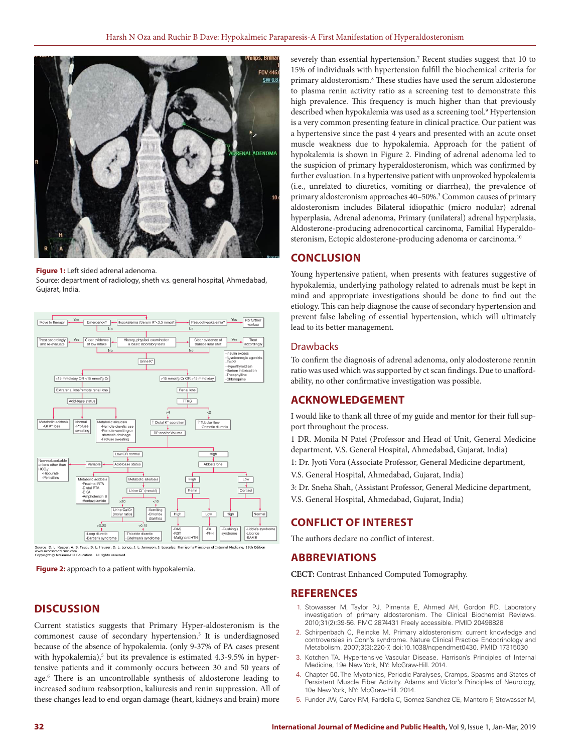Figure 1: Left sided adrenal adenoma.
Source: department of radiology, sheth v.s. general hospital, Ahmedabad, Gujarat, India.

Source: D. L. Kasper, A. S. Fauci, S. L. Hauser, D. L. Longo, J. L. Jameson, J. Loscalzo: Harrison's Principles of Internal Medicine, 19th Edition www.accessmedicine.com
Copyright © McGraw-Hill Education. All rights reserved.

Figure 2: approach to a patient with hypokalemia.

## DISCUSSION

Current statistics suggests that Primary Hyper-aldosteronism is the commonest cause of secondary hypertension.[5] It is underdiagnosed because of the absence of hypokalemia. (only 9-37% of PA cases present with hypokalemia),[5] but its prevalence is estimated 4.3-9.5% in hypertensive patients and it commonly occurs between 30 and 50 years of age.[6] There is an uncontrollable synthesis of aldosterone leading to increased sodium reabsorption, kaliuresis and renin suppression. All of these changes lead to end organ damage (heart, kidneys and brain) more severely than essential hypertension.[7] Recent studies suggest that 10 to 15% of individuals with hypertension fulfill the biochemical criteria for primary aldosteronism.[8] These studies have used the serum aldosterone to plasma renin activity ratio as a screening test to demonstrate this high prevalence. This frequency is much higher than that previously described when hypokalemia was used as a screening tool.[9] Hypertension is a very common presenting feature in clinical practice. Our patient was a hypertensive since the past 4 years and presented with an acute onset muscle weakness due to hypokalemia. Approach for the patient of hypokalemia is shown in Figure 2. Finding of adrenal adenoma led to the suspicion of primary hyperaldosteronism, which was confirmed by further evaluation. In a hypertensive patient with unprovoked hypokalemia (i.e., unrelated to diuretics, vomiting or diarrhea), the prevalence of primary aldosteronism approaches 40–50%.[3] Common causes of primary aldosteronism includes Bilateral idiopathic (micro nodular) adrenal hyperplasia, Adrenal adenoma, Primary (unilateral) adrenal hyperplasia, Aldosterone-producing adrenocortical carcinoma, Familial Hyperaldosteronism, Ectopic aldosterone-producing adenoma or carcinoma.[10]

## CONCLUSION

Young hypertensive patient, when presents with features suggestive of hypokalemia, underlying pathology related to adrenals must be kept in mind and appropriate investigations should be done to find out the etiology. This can help diagnose the cause of secondary hypertension and prevent false labeling of essential hypertension, which will ultimately lead to its better management.

### Drawbacks

To confirm the diagnosis of adrenal adenoma, only alodosterone rennin ratio was used which was supported by ct scan findings. Due to unaffordability, no other confirmative investigation was possible.

## ACKNOWLEDGEMENT

I would like to thank all three of my guide and mentor for their full support throughout the process.

1 DR. Monila N Patel (Professor and Head of Unit, General Medicine department, V.S. General Hospital, Ahmedabad, Gujarat, India)

1: Dr. Jyoti Vora (Associate Professor, General Medicine department, V.S. General Hospital, Ahmedabad, Gujarat, India)

3: Dr. Sneha Shah, (Assistant Professor, General Medicine department, V.S. General Hospital, Ahmedabad, Gujarat, India)

## CONFLICT OF INTEREST

The authors declare no conflict of interest.

## ABBREVIATIONS

**CECT:** Contrast Enhanced Computed Tomography.

## REFERENCES

1. Stowasser M, Taylor PJ, Pimenta E, Ahmed AH, Gordon RD. Laboratory investigation of primary aldosteronism. The Clinical Biochemist Reviews. 2010;31(2):39-56. PMC 2874431 Freely accessible. PMID 20498828
2. Schirpenbach C, Reincke M. Primary aldosteronism: current knowledge and controversies in Conn's syndrome. Nature Clinical Practice Endocrinology and Metabolism. 2007;3(3):220-7. doi:10.1038/ncpendmet0430. PMID 17315030
3. Kotchen TA. Hypertensive Vascular Disease. Harrison's Principles of Internal Medicine, 19e New York, NY: McGraw-Hill. 2014.
4. Chapter 50. The Myotonias, Periodic Paralyses, Cramps, Spasms and States of Persistent Muscle Fiber Activity. Adams and Victor's Principles of Neurology, 10e New York, NY: McGraw-Hill. 2014.
5. Funder JW, Carey RM, Fardella C, Gomez-Sanchez CE, Mantero F, Stowasser M,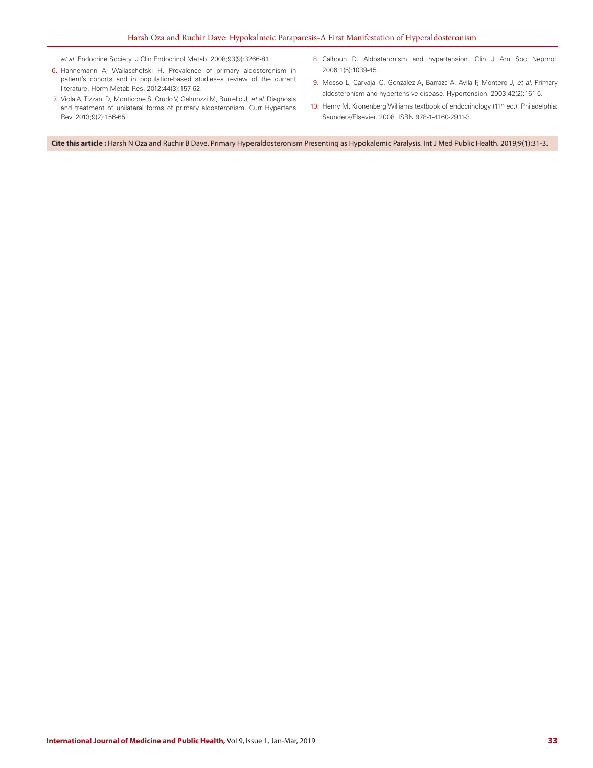*et al.* Endocrine Society. J Clin Endocrinol Metab. 2008;93(9):3266-81.

6. Hannemann A, Wallaschofski H. Prevalence of primary aldosteronism in patient's cohorts and in population-based studies–a review of the current literature. Horm Metab Res. 2012;44(3):157-62.
7. Viola A, Tizzani D, Monticone S, Crudo V, Galmozzi M, Burrello J, *et al.* Diagnosis and treatment of unilateral forms of primary aldosteronism. Curr Hypertens Rev. 2013;9(2):156-65.
8. Calhoun D. Aldosteronism and hypertension. Clin J Am Soc Nephrol. 2006;1(5):1039-45.
9. Mosso L, Carvajal C, Gonzalez A, Barraza A, Avila F, Montero J, *et al.* Primary aldosteronism and hypertensive disease. Hypertension. 2003;42(2):161-5.
10. Henry M. Kronenberg Williams textbook of endocrinology (11th ed.). Philadelphia: Saunders/Elsevier. 2008. ISBN 978-1-4160-2911-3.

**Cite this article :** Harsh N Oza and Ruchir B Dave. Primary Hyperaldosteronism Presenting as Hypokalemic Paralysis. Int J Med Public Health. 2019;9(1):31-3.